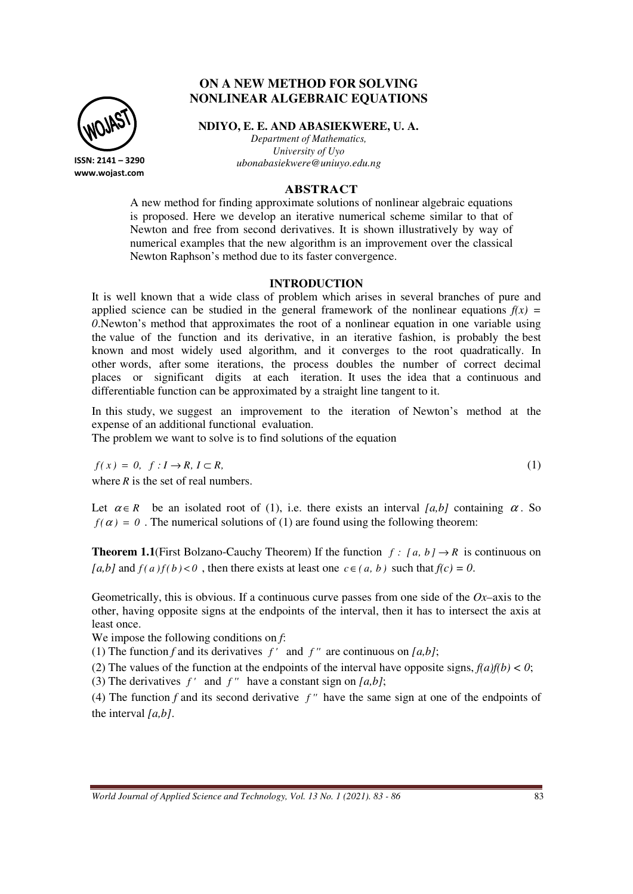# ON A NEW METHOD FOR SOLVING NONLINEAR ALGEBRAIC EQUATIONS

**NDIYO, E. E. AND ABASIEKWERE, U. A.**

*Department of Mathematics,*
*University of Uyo*
*ubonabasiekwere@uniuyo.edu.ng*

ISSN: 2141 – 3290
www.wojast.com

## ABSTRACT

A new method for finding approximate solutions of nonlinear algebraic equations is proposed. Here we develop an iterative numerical scheme similar to that of Newton and free from second derivatives. It is shown illustratively by way of numerical examples that the new algorithm is an improvement over the classical Newton Raphson's method due to its faster convergence.

## INTRODUCTION

It is well known that a wide class of problem which arises in several branches of pure and applied science can be studied in the general framework of the nonlinear equations $f(x) = 0$.Newton's method that approximates the root of a nonlinear equation in one variable using the value of the function and its derivative, in an iterative fashion, is probably the best known and most widely used algorithm, and it converges to the root quadratically. In other words, after some iterations, the process doubles the number of correct decimal places or significant digits at each iteration. It uses the idea that a continuous and differentiable function can be approximated by a straight line tangent to it.

In this study, we suggest an improvement to the iteration of Newton's method at the expense of an additional functional evaluation.

The problem we want to solve is to find solutions of the equation

$$f(x) = 0, \ \ f : I \rightarrow R, \ I \subset R, \tag{1}$$

where $R$ is the set of real numbers.

Let $\alpha \in R$ be an isolated root of (1), i.e. there exists an interval $[a,b]$ containing $\alpha$. So $f(\alpha) = 0$. The numerical solutions of (1) are found using the following theorem:

**Theorem 1.1**(First Bolzano-Cauchy Theorem) If the function $f : [a, b] \rightarrow R$ is continuous on $[a,b]$ and $f(a)f(b) < 0$, then there exists at least one $c \in (a, b)$ such that $f(c) = 0$.

Geometrically, this is obvious. If a continuous curve passes from one side of the $Ox$–axis to the other, having opposite signs at the endpoints of the interval, then it has to intersect the axis at least once.

We impose the following conditions on $f$:

(1) The function $f$ and its derivatives $f'$ and $f''$ are continuous on $[a,b]$;

(2) The values of the function at the endpoints of the interval have opposite signs, $f(a)f(b) < 0$;

(3) The derivatives $f'$ and $f''$ have a constant sign on $[a,b]$;

(4) The function $f$ and its second derivative $f''$ have the same sign at one of the endpoints of the interval $[a,b]$.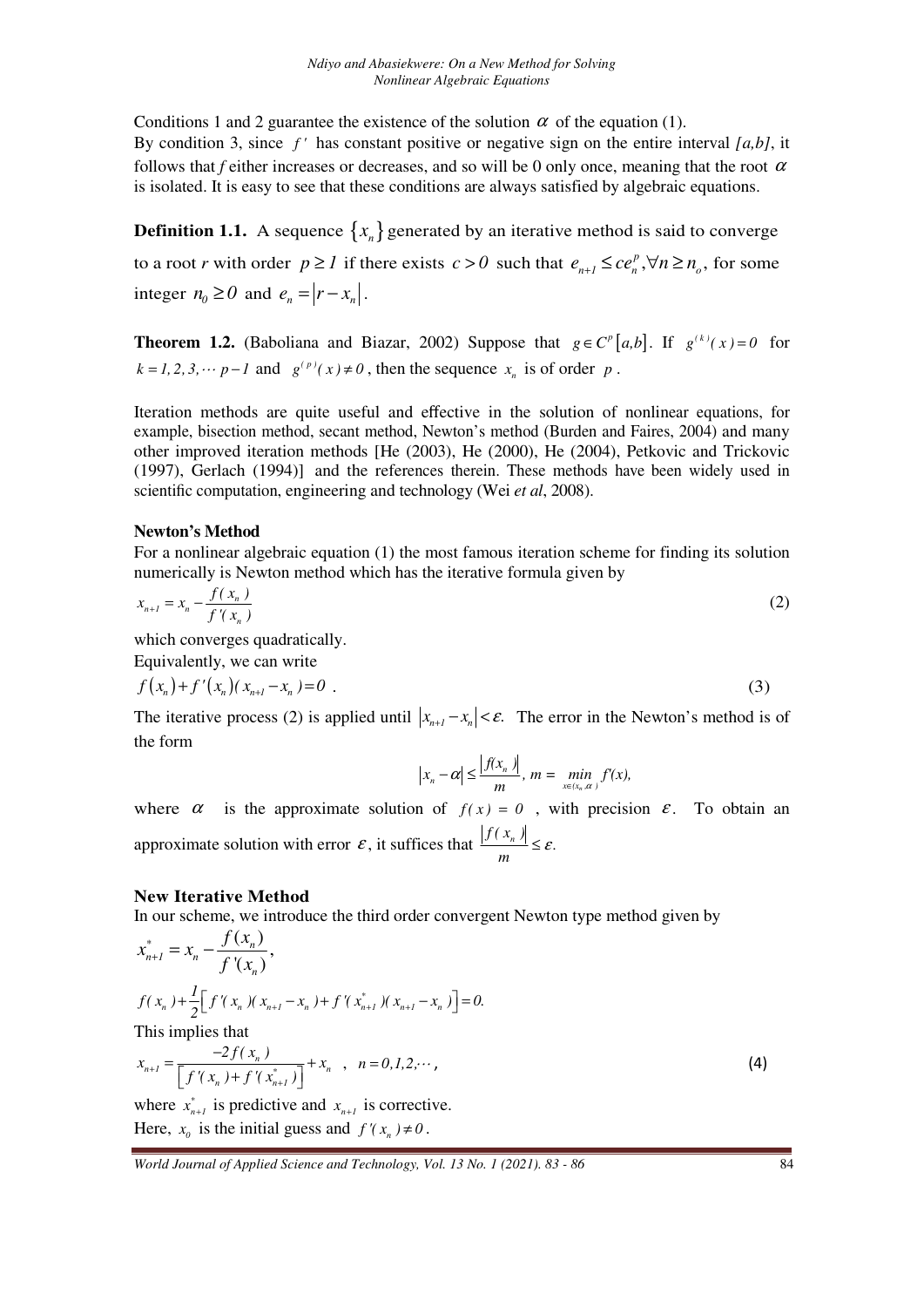Conditions 1 and 2 guarantee the existence of the solution $\alpha$ of the equation (1).
By condition 3, since $f'$ has constant positive or negative sign on the entire interval *[a,b]*, it follows that *f* either increases or decreases, and so will be 0 only once, meaning that the root $\alpha$ is isolated. It is easy to see that these conditions are always satisfied by algebraic equations.

**Definition 1.1.** A sequence $\{x_n\}$ generated by an iterative method is said to converge to a root *r* with order $p \geq 1$ if there exists $c > 0$ such that $e_{n+1} \leq c e_n^p, \forall n \geq n_o$, for some integer $n_0 \geq 0$ and $e_n = |r - x_n|$.

**Theorem 1.2.** (Baboliana and Biazar, 2002) Suppose that $g \in C^p[a,b]$. If $g^{(k)}(x) = 0$ for $k = 1, 2, 3, \cdots p-1$ and $g^{(p)}(x) \neq 0$, then the sequence $x_n$ is of order $p$.

Iteration methods are quite useful and effective in the solution of nonlinear equations, for example, bisection method, secant method, Newton's method (Burden and Faires, 2004) and many other improved iteration methods [He (2003), He (2000), He (2004), Petkovic and Trickovic (1997), Gerlach (1994)] and the references therein. These methods have been widely used in scientific computation, engineering and technology (Wei *et al*, 2008).

**Newton's Method**

For a nonlinear algebraic equation (1) the most famous iteration scheme for finding its solution numerically is Newton method which has the iterative formula given by

$$x_{n+1} = x_n - \frac{f(x_n)}{f'(x_n)} \tag{2}$$

which converges quadratically.
Equivalently, we can write

$$f(x_n) + f'(x_n)(x_{n+1} - x_n) = 0 \ . \tag{3}$$

The iterative process (2) is applied until $|x_{n+1} - x_n| < \varepsilon.$ The error in the Newton's method is of the form

$$|x_n - \alpha| \leq \frac{|f(x_n)|}{m}, \ m = \min_{x \in (x_n, \alpha)} f'(x),$$

where $\alpha$ is the approximate solution of $f(x) = 0$, with precision $\varepsilon$. To obtain an approximate solution with error $\varepsilon$, it suffices that $\frac{|f(x_n)|}{m} \leq \varepsilon.$

**New Iterative Method**

In our scheme, we introduce the third order convergent Newton type method given by

$$x_{n+1}^* = x_n - \frac{f(x_n)}{f'(x_n)},$$

$$f(x_n) + \frac{1}{2}\left[ f'(x_n)(x_{n+1} - x_n) + f'(x_{n+1}^*)(x_{n+1} - x_n) \right] = 0.$$

This implies that

$$x_{n+1} = \frac{-2f(x_n)}{\left[ f'(x_n) + f'(x_{n+1}^*) \right]} + x_n \quad , \quad n = 0, 1, 2, \cdots , \tag{4}$$

where $x_{n+1}^*$ is predictive and $x_{n+1}$ is corrective.
Here, $x_0$ is the initial guess and $f'(x_n) \neq 0$.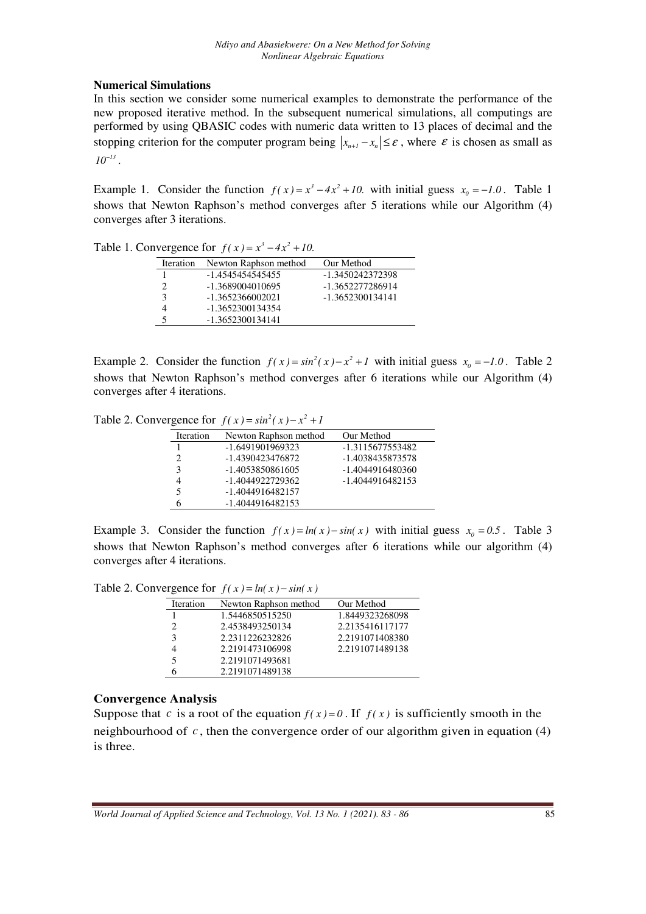### Numerical Simulations

In this section we consider some numerical examples to demonstrate the performance of the new proposed iterative method. In the subsequent numerical simulations, all computings are performed by using QBASIC codes with numeric data written to 13 places of decimal and the stopping criterion for the computer program being $|x_{n+1} - x_n| \leq \varepsilon$, where $\varepsilon$ is chosen as small as $10^{-13}$.

Example 1. Consider the function $f(x) = x^3 - 4x^2 + 10.$ with initial guess $x_0 = -1.0$. Table 1 shows that Newton Raphson's method converges after 5 iterations while our Algorithm (4) converges after 3 iterations.

Table 1. Convergence for $f(x) = x^3 - 4x^2 + 10.$

| Iteration | Newton Raphson method | Our Method |
|---|---|---|
| 1 | -1.4545454545455 | -1.3450242372398 |
| 2 | -1.3689004010695 | -1.3652277286914 |
| 3 | -1.3652366002021 | -1.3652300134141 |
| 4 | -1.3652300134354 | |
| 5 | -1.3652300134141 | |

Example 2. Consider the function $f(x) = sin^2(x) - x^2 + 1$ with initial guess $x_0 = -1.0$. Table 2 shows that Newton Raphson's method converges after 6 iterations while our Algorithm (4) converges after 4 iterations.

Table 2. Convergence for $f(x) = sin^2(x) - x^2 + 1$

| Iteration | Newton Raphson method | Our Method |
|---|---|---|
| 1 | -1.6491901969323 | -1.3115677553482 |
| 2 | -1.4390423476872 | -1.4038435873578 |
| 3 | -1.4053850861605 | -1.4044916480360 |
| 4 | -1.4044922729362 | -1.4044916482153 |
| 5 | -1.4044916482157 | |
| 6 | -1.4044916482153 | |

Example 3. Consider the function $f(x) = ln(x) - sin(x)$ with initial guess $x_0 = 0.5$. Table 3 shows that Newton Raphson's method converges after 6 iterations while our algorithm (4) converges after 4 iterations.

Table 2. Convergence for $f(x) = ln(x) - sin(x)$

| Iteration | Newton Raphson method | Our Method |
|---|---|---|
| 1 | 1.5446850515250 | 1.8449323268098 |
| 2 | 2.4538493250134 | 2.2135416117177 |
| 3 | 2.2311226232826 | 2.2191071408380 |
| 4 | 2.2191473106998 | 2.2191071489138 |
| 5 | 2.2191071493681 | |
| 6 | 2.2191071489138 | |

### Convergence Analysis

Suppose that $c$ is a root of the equation $f(x) = 0$. If $f(x)$ is sufficiently smooth in the neighbourhood of $c$, then the convergence order of our algorithm given in equation (4) is three.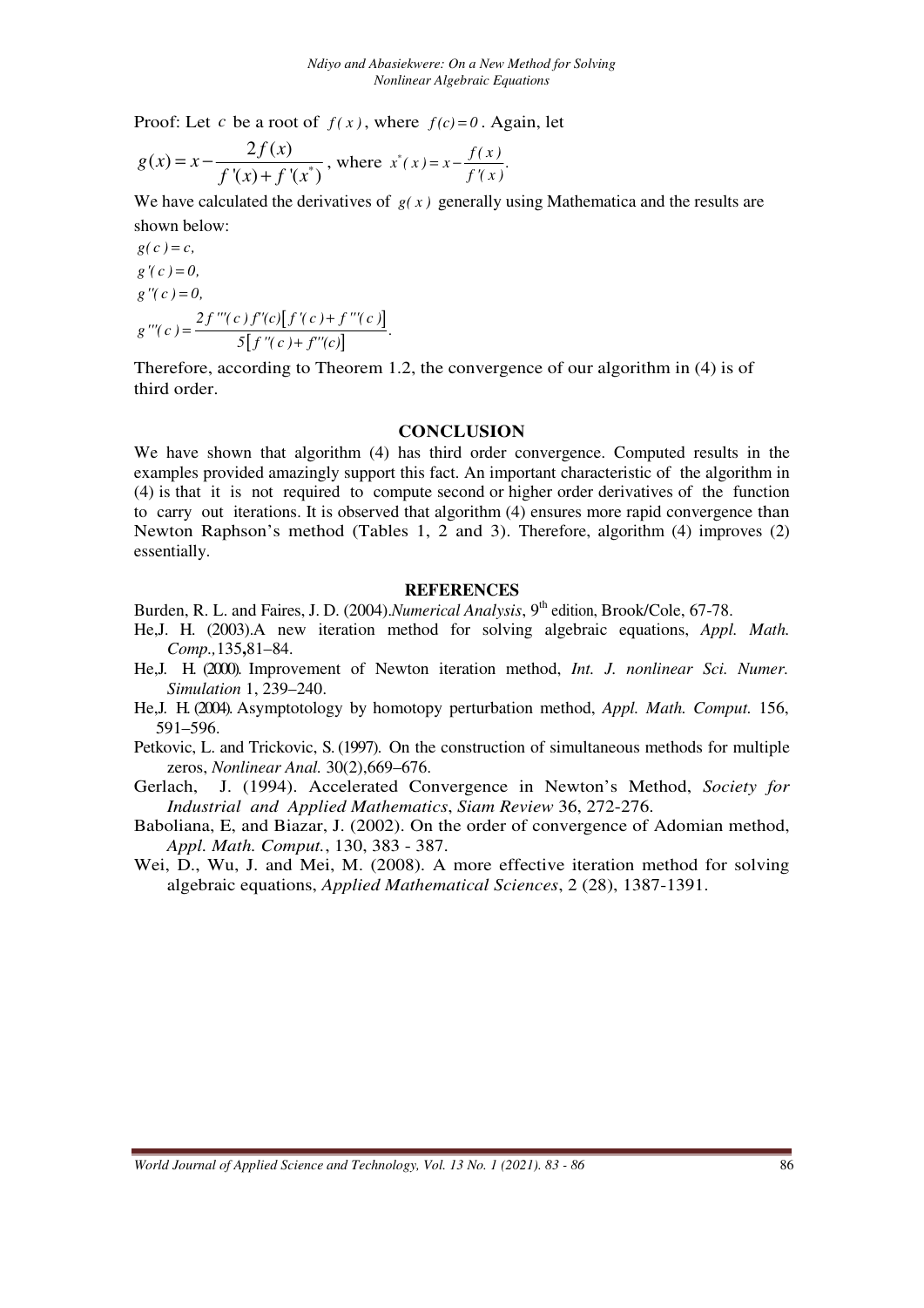Proof: Let $c$ be a root of $f(x)$, where $f(c)=0$. Again, let

$$g(x) = x - \frac{2f(x)}{f'(x) + f'(x^*)}, \text{ where } x^*(x) = x - \frac{f(x)}{f'(x)}.$$

We have calculated the derivatives of $g(x)$ generally using Mathematica and the results are shown below:

$$g(c) = c,$$

$$g'(c) = 0,$$

$$g''(c) = 0,$$

$$g'''(c) = \frac{2f'''(c)f''(c)\left[f'(c) + f'''(c)\right]}{5\left[f''(c) + f''(c)\right]}.$$

Therefore, according to Theorem 1.2, the convergence of our algorithm in (4) is of third order.

## CONCLUSION

We have shown that algorithm (4) has third order convergence. Computed results in the examples provided amazingly support this fact. An important characteristic of the algorithm in (4) is that it is not required to compute second or higher order derivatives of the function to carry out iterations. It is observed that algorithm (4) ensures more rapid convergence than Newton Raphson's method (Tables 1, 2 and 3). Therefore, algorithm (4) improves (2) essentially.

## REFERENCES

Burden, R. L. and Faires, J. D. (2004).*Numerical Analysis*, 9th edition, Brook/Cole, 67-78.

He,J. H. (2003).A new iteration method for solving algebraic equations, *Appl. Math. Comp.,*135**,**81–84.

He,J. H. (2000). Improvement of Newton iteration method, *Int. J. nonlinear Sci. Numer. Simulation* 1, 239–240.

He,J. H. (2004). Asymptotology by homotopy perturbation method, *Appl. Math. Comput.* 156, 591–596.

Petkovic, L. and Trickovic, S. (1997). On the construction of simultaneous methods for multiple zeros, *Nonlinear Anal.* 30(2),669–676.

Gerlach, J. (1994). Accelerated Convergence in Newton's Method, *Society for Industrial and Applied Mathematics*, *Siam Review* 36, 272-276.

Baboliana, E, and Biazar, J. (2002). On the order of convergence of Adomian method, *Appl. Math. Comput.*, 130, 383 - 387.

Wei, D., Wu, J. and Mei, M. (2008). A more effective iteration method for solving algebraic equations, *Applied Mathematical Sciences*, 2 (28), 1387-1391.